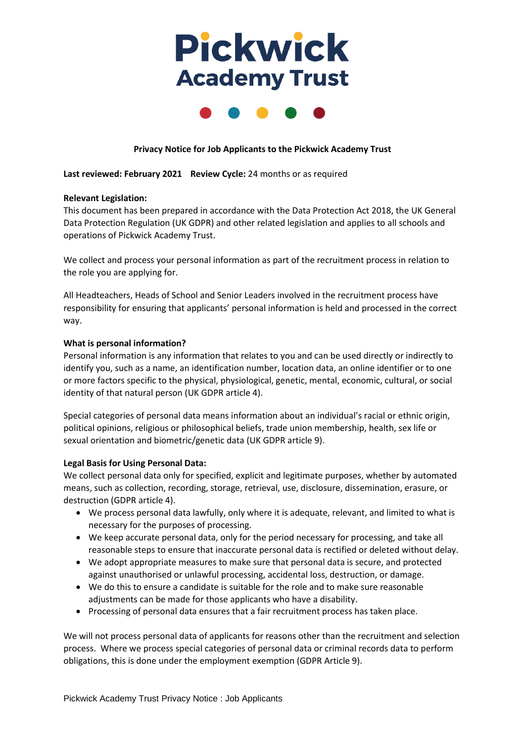# Pickwick Academy Trust

**Privacy Notice for Job Applicants to the Pickwick Academy Trust**

**Last reviewed: February 2021** **Review Cycle:** 24 months or as required

**Relevant Legislation:**
This document has been prepared in accordance with the Data Protection Act 2018, the UK General Data Protection Regulation (UK GDPR) and other related legislation and applies to all schools and operations of Pickwick Academy Trust.

We collect and process your personal information as part of the recruitment process in relation to the role you are applying for.

All Headteachers, Heads of School and Senior Leaders involved in the recruitment process have responsibility for ensuring that applicants' personal information is held and processed in the correct way.

**What is personal information?**
Personal information is any information that relates to you and can be used directly or indirectly to identify you, such as a name, an identification number, location data, an online identifier or to one or more factors specific to the physical, physiological, genetic, mental, economic, cultural, or social identity of that natural person (UK GDPR article 4).

Special categories of personal data means information about an individual's racial or ethnic origin, political opinions, religious or philosophical beliefs, trade union membership, health, sex life or sexual orientation and biometric/genetic data (UK GDPR article 9).

**Legal Basis for Using Personal Data:**
We collect personal data only for specified, explicit and legitimate purposes, whether by automated means, such as collection, recording, storage, retrieval, use, disclosure, dissemination, erasure, or destruction (GDPR article 4).

- We process personal data lawfully, only where it is adequate, relevant, and limited to what is necessary for the purposes of processing.
- We keep accurate personal data, only for the period necessary for processing, and take all reasonable steps to ensure that inaccurate personal data is rectified or deleted without delay.
- We adopt appropriate measures to make sure that personal data is secure, and protected against unauthorised or unlawful processing, accidental loss, destruction, or damage.
- We do this to ensure a candidate is suitable for the role and to make sure reasonable adjustments can be made for those applicants who have a disability.
- Processing of personal data ensures that a fair recruitment process has taken place.

We will not process personal data of applicants for reasons other than the recruitment and selection process. Where we process special categories of personal data or criminal records data to perform obligations, this is done under the employment exemption (GDPR Article 9).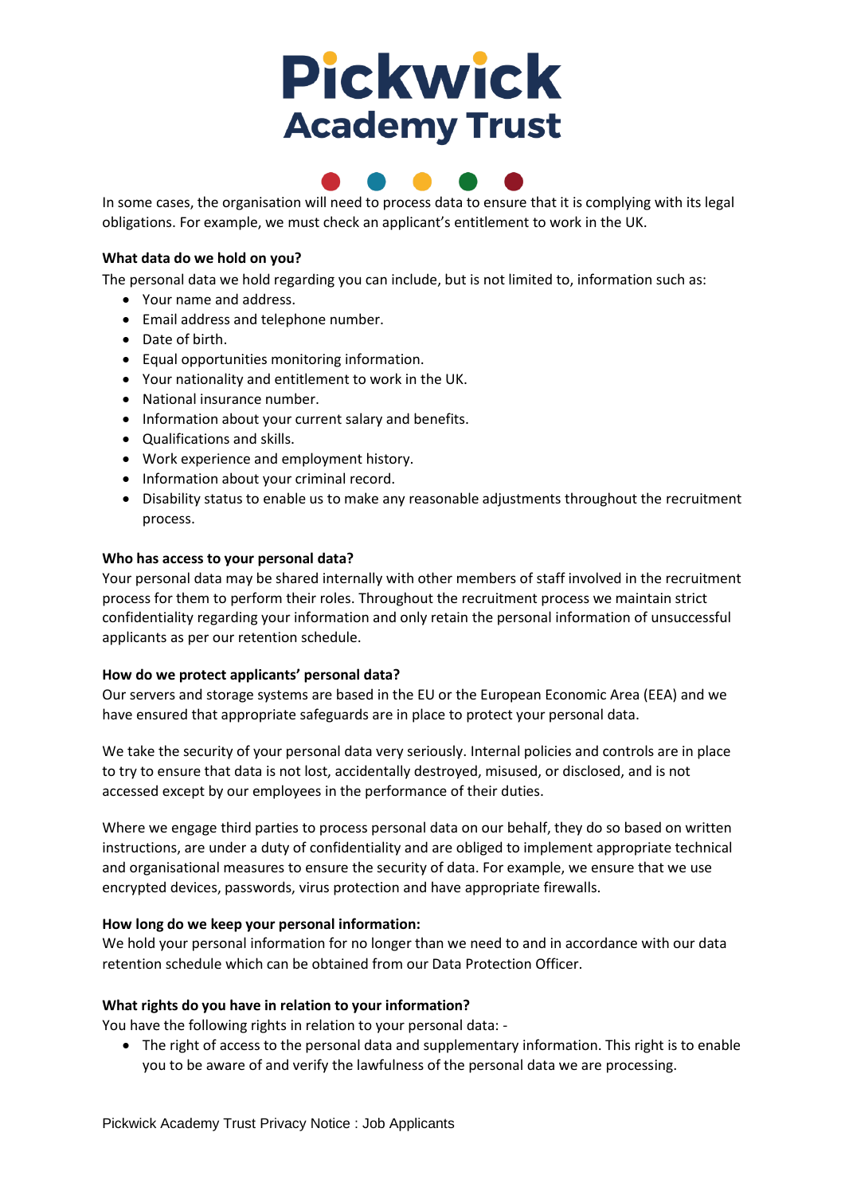In some cases, the organisation will need to process data to ensure that it is complying with its legal obligations. For example, we must check an applicant's entitlement to work in the UK.

**What data do we hold on you?**

The personal data we hold regarding you can include, but is not limited to, information such as:

- Your name and address.
- Email address and telephone number.
- Date of birth.
- Equal opportunities monitoring information.
- Your nationality and entitlement to work in the UK.
- National insurance number.
- Information about your current salary and benefits.
- Qualifications and skills.
- Work experience and employment history.
- Information about your criminal record.
- Disability status to enable us to make any reasonable adjustments throughout the recruitment process.

**Who has access to your personal data?**

Your personal data may be shared internally with other members of staff involved in the recruitment process for them to perform their roles. Throughout the recruitment process we maintain strict confidentiality regarding your information and only retain the personal information of unsuccessful applicants as per our retention schedule.

**How do we protect applicants' personal data?**

Our servers and storage systems are based in the EU or the European Economic Area (EEA) and we have ensured that appropriate safeguards are in place to protect your personal data.

We take the security of your personal data very seriously. Internal policies and controls are in place to try to ensure that data is not lost, accidentally destroyed, misused, or disclosed, and is not accessed except by our employees in the performance of their duties.

Where we engage third parties to process personal data on our behalf, they do so based on written instructions, are under a duty of confidentiality and are obliged to implement appropriate technical and organisational measures to ensure the security of data. For example, we ensure that we use encrypted devices, passwords, virus protection and have appropriate firewalls.

**How long do we keep your personal information:**

We hold your personal information for no longer than we need to and in accordance with our data retention schedule which can be obtained from our Data Protection Officer.

**What rights do you have in relation to your information?**

You have the following rights in relation to your personal data: -

- The right of access to the personal data and supplementary information. This right is to enable you to be aware of and verify the lawfulness of the personal data we are processing.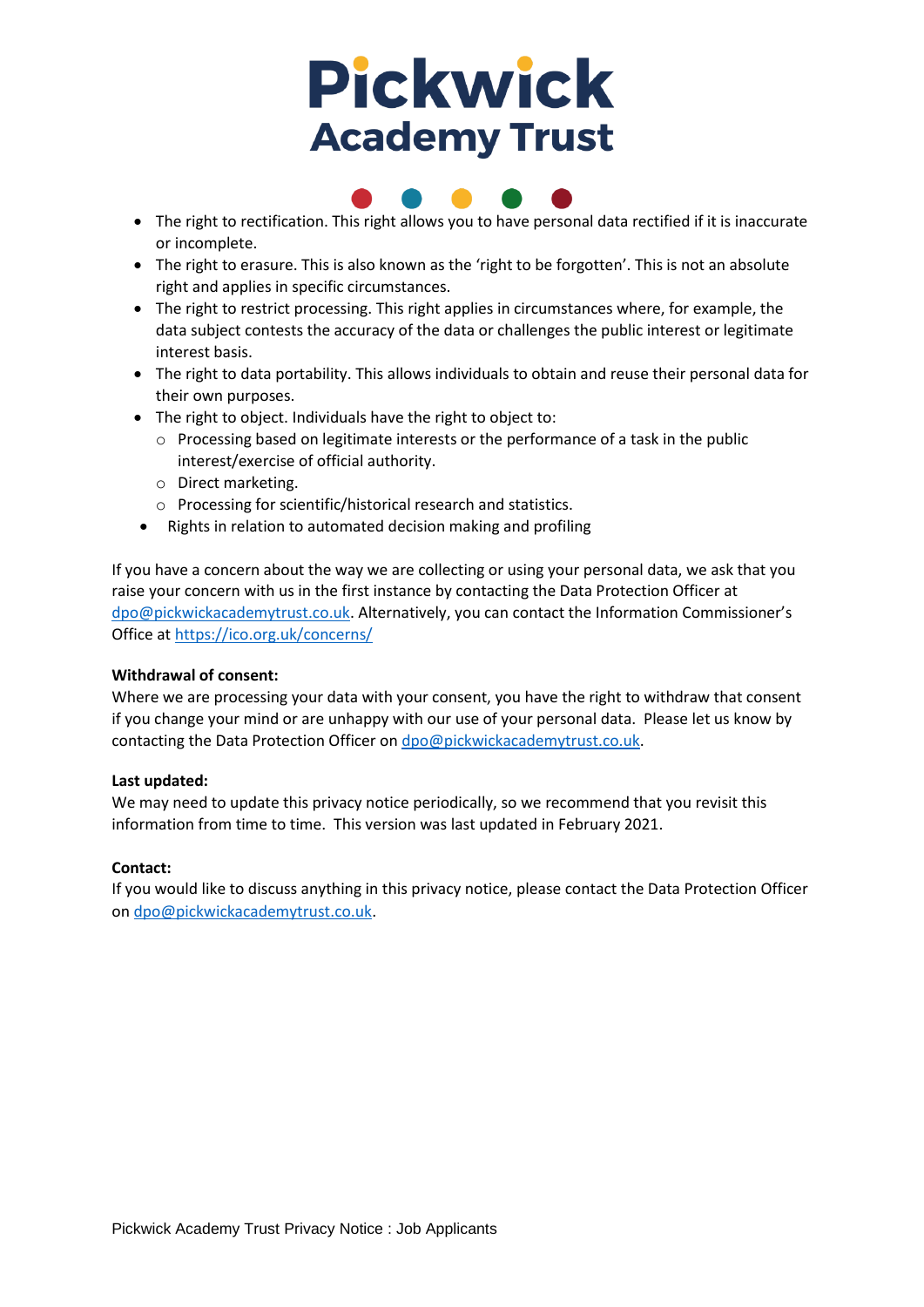- The right to rectification. This right allows you to have personal data rectified if it is inaccurate or incomplete.
- The right to erasure. This is also known as the 'right to be forgotten'. This is not an absolute right and applies in specific circumstances.
- The right to restrict processing. This right applies in circumstances where, for example, the data subject contests the accuracy of the data or challenges the public interest or legitimate interest basis.
- The right to data portability. This allows individuals to obtain and reuse their personal data for their own purposes.
- The right to object. Individuals have the right to object to:
  - Processing based on legitimate interests or the performance of a task in the public interest/exercise of official authority.
  - Direct marketing.
  - Processing for scientific/historical research and statistics.
- Rights in relation to automated decision making and profiling

If you have a concern about the way we are collecting or using your personal data, we ask that you raise your concern with us in the first instance by contacting the Data Protection Officer at dpo@pickwickacademytrust.co.uk. Alternatively, you can contact the Information Commissioner's Office at https://ico.org.uk/concerns/

**Withdrawal of consent:**
Where we are processing your data with your consent, you have the right to withdraw that consent if you change your mind or are unhappy with our use of your personal data. Please let us know by contacting the Data Protection Officer on dpo@pickwickacademytrust.co.uk.

**Last updated:**
We may need to update this privacy notice periodically, so we recommend that you revisit this information from time to time. This version was last updated in February 2021.

**Contact:**
If you would like to discuss anything in this privacy notice, please contact the Data Protection Officer on dpo@pickwickacademytrust.co.uk.